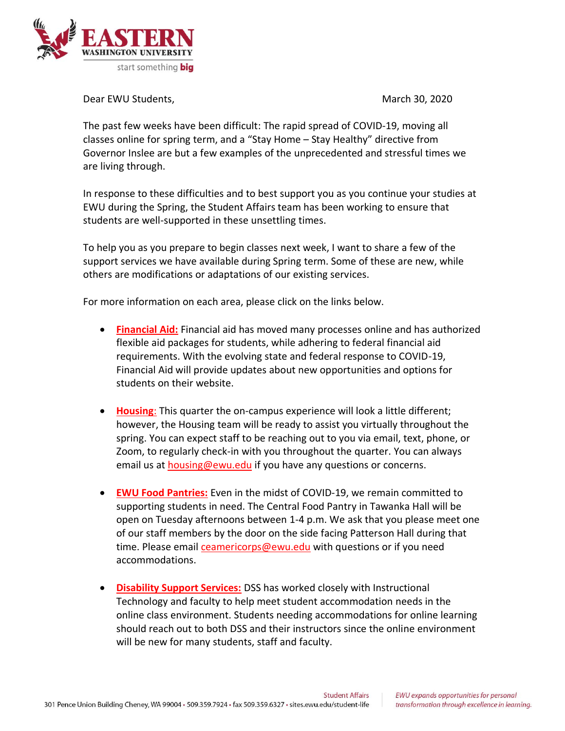Dear EWU Students,

March 30, 2020

The past few weeks have been difficult: The rapid spread of COVID-19, moving all classes online for spring term, and a "Stay Home – Stay Healthy" directive from Governor Inslee are but a few examples of the unprecedented and stressful times we are living through.

In response to these difficulties and to best support you as you continue your studies at EWU during the Spring, the Student Affairs team has been working to ensure that students are well-supported in these unsettling times.

To help you as you prepare to begin classes next week, I want to share a few of the support services we have available during Spring term. Some of these are new, while others are modifications or adaptations of our existing services.

For more information on each area, please click on the links below.

- **Financial Aid:** Financial aid has moved many processes online and has authorized flexible aid packages for students, while adhering to federal financial aid requirements. With the evolving state and federal response to COVID-19, Financial Aid will provide updates about new opportunities and options for students on their website.

- **Housing**: This quarter the on-campus experience will look a little different; however, the Housing team will be ready to assist you virtually throughout the spring. You can expect staff to be reaching out to you via email, text, phone, or Zoom, to regularly check-in with you throughout the quarter. You can always email us at housing@ewu.edu if you have any questions or concerns.

- **EWU Food Pantries:** Even in the midst of COVID-19, we remain committed to supporting students in need. The Central Food Pantry in Tawanka Hall will be open on Tuesday afternoons between 1-4 p.m. We ask that you please meet one of our staff members by the door on the side facing Patterson Hall during that time. Please email ceamericorps@ewu.edu with questions or if you need accommodations.

- **Disability Support Services:** DSS has worked closely with Instructional Technology and faculty to help meet student accommodation needs in the online class environment. Students needing accommodations for online learning should reach out to both DSS and their instructors since the online environment will be new for many students, staff and faculty.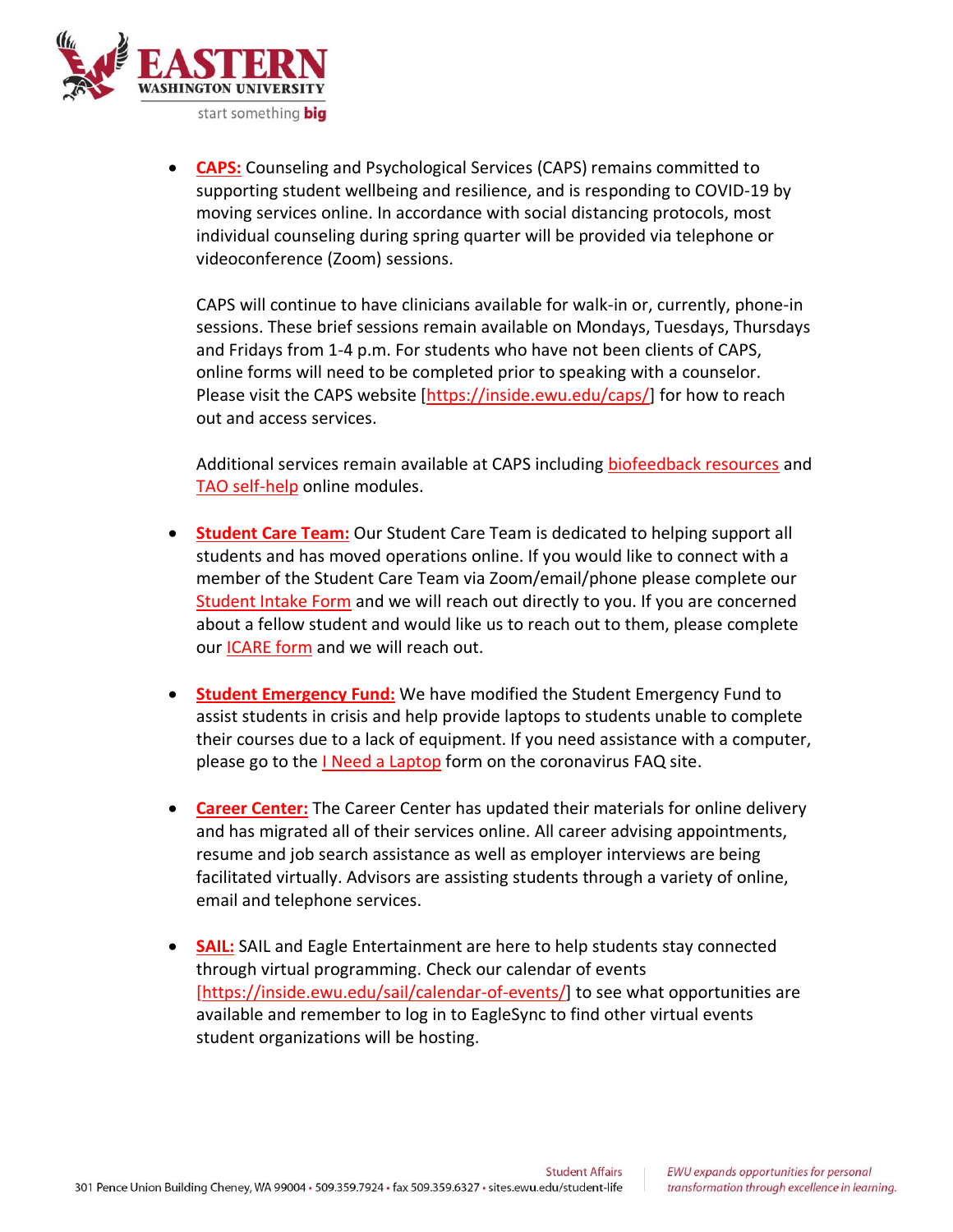- **CAPS:** Counseling and Psychological Services (CAPS) remains committed to supporting student wellbeing and resilience, and is responding to COVID-19 by moving services online. In accordance with social distancing protocols, most individual counseling during spring quarter will be provided via telephone or videoconference (Zoom) sessions.

  CAPS will continue to have clinicians available for walk-in or, currently, phone-in sessions. These brief sessions remain available on Mondays, Tuesdays, Thursdays and Fridays from 1-4 p.m. For students who have not been clients of CAPS, online forms will need to be completed prior to speaking with a counselor. Please visit the CAPS website [https://inside.ewu.edu/caps/] for how to reach out and access services.

  Additional services remain available at CAPS including biofeedback resources and TAO self-help online modules.

- **Student Care Team:** Our Student Care Team is dedicated to helping support all students and has moved operations online. If you would like to connect with a member of the Student Care Team via Zoom/email/phone please complete our Student Intake Form and we will reach out directly to you. If you are concerned about a fellow student and would like us to reach out to them, please complete our ICARE form and we will reach out.

- **Student Emergency Fund:** We have modified the Student Emergency Fund to assist students in crisis and help provide laptops to students unable to complete their courses due to a lack of equipment. If you need assistance with a computer, please go to the I Need a Laptop form on the coronavirus FAQ site.

- **Career Center:** The Career Center has updated their materials for online delivery and has migrated all of their services online. All career advising appointments, resume and job search assistance as well as employer interviews are being facilitated virtually. Advisors are assisting students through a variety of online, email and telephone services.

- **SAIL:** SAIL and Eagle Entertainment are here to help students stay connected through virtual programming. Check our calendar of events [https://inside.ewu.edu/sail/calendar-of-events/] to see what opportunities are available and remember to log in to EagleSync to find other virtual events student organizations will be hosting.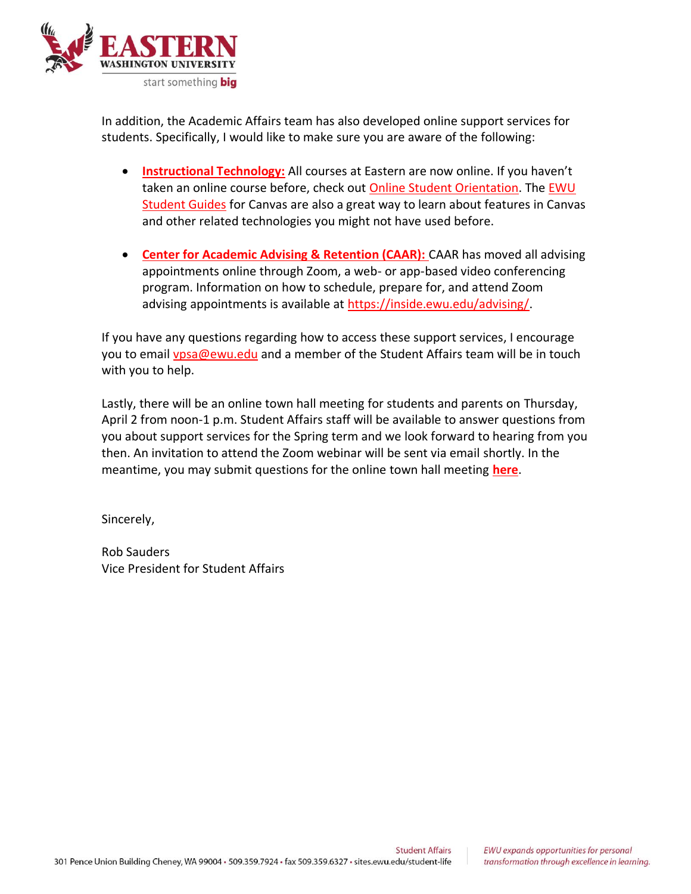In addition, the Academic Affairs team has also developed online support services for students. Specifically, I would like to make sure you are aware of the following:

- **Instructional Technology:** All courses at Eastern are now online. If you haven't taken an online course before, check out Online Student Orientation. The EWU Student Guides for Canvas are also a great way to learn about features in Canvas and other related technologies you might not have used before.

- **Center for Academic Advising & Retention (CAAR):** CAAR has moved all advising appointments online through Zoom, a web- or app-based video conferencing program. Information on how to schedule, prepare for, and attend Zoom advising appointments is available at https://inside.ewu.edu/advising/.

If you have any questions regarding how to access these support services, I encourage you to email vpsa@ewu.edu and a member of the Student Affairs team will be in touch with you to help.

Lastly, there will be an online town hall meeting for students and parents on Thursday, April 2 from noon-1 p.m. Student Affairs staff will be available to answer questions from you about support services for the Spring term and we look forward to hearing from you then. An invitation to attend the Zoom webinar will be sent via email shortly. In the meantime, you may submit questions for the online town hall meeting **here**.

Sincerely,

Rob Sauders
Vice President for Student Affairs